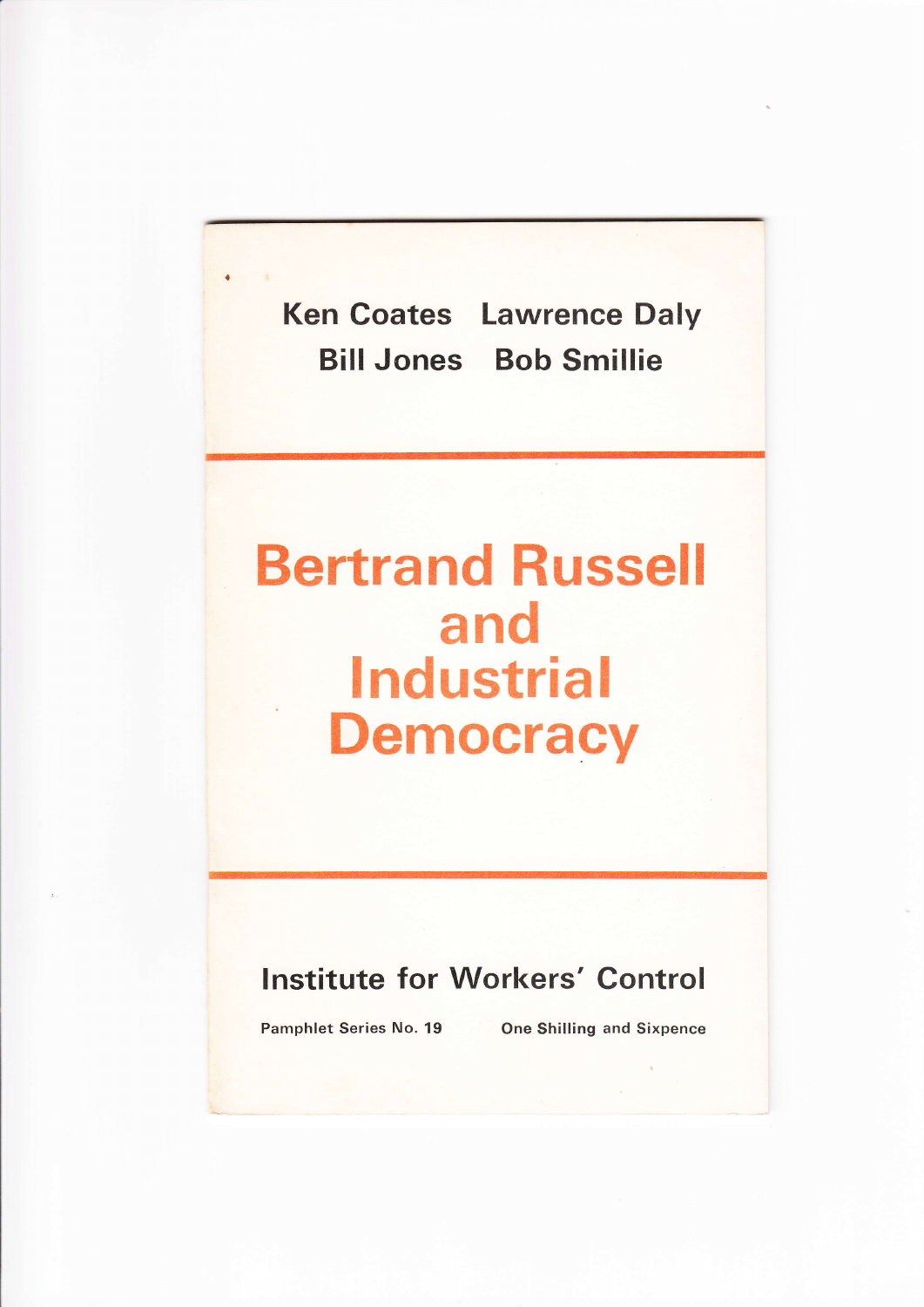**Ken Coates Lawrence Daly**
**Bill Jones Bob Smillie**

# Bertrand Russell and Industrial Democracy

## Institute for Workers' Control

**Pamphlet Series No. 19** **One Shilling and Sixpence**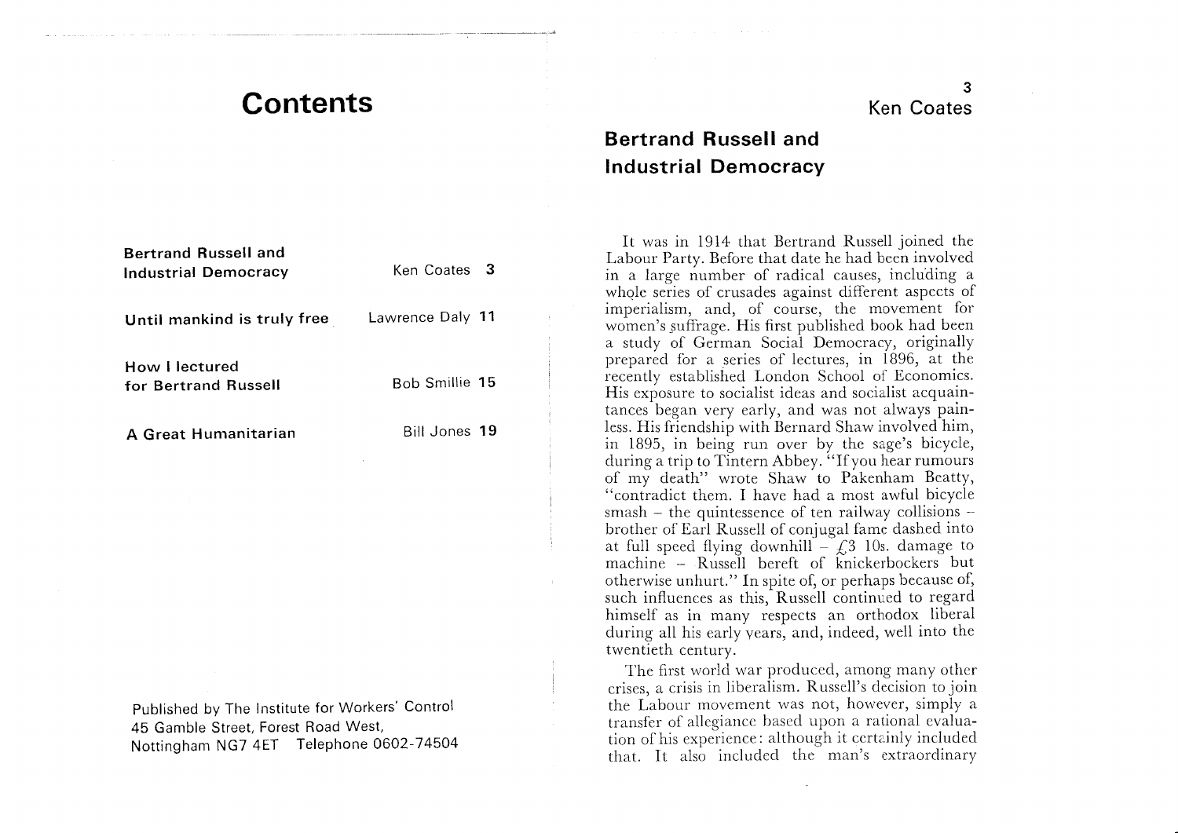# Contents

| | |
|---|---|
| **Bertrand Russell and Industrial Democracy** | Ken Coates **3** |
| **Until mankind is truly free** | Lawrence Daly **11** |
| **How I lectured for Bertrand Russell** | Bob Smillie **15** |
| **A Great Humanitarian** | Bill Jones **19** |

Published by The Institute for Workers' Control
45 Gamble Street, Forest Road West,
Nottingham NG7 4ET Telephone 0602-74504

Ken Coates

## Bertrand Russell and Industrial Democracy

It was in 1914 that Bertrand Russell joined the Labour Party. Before that date he had been involved in a large number of radical causes, including a whole series of crusades against different aspects of imperialism, and, of course, the movement for women's suffrage. His first published book had been a study of German Social Democracy, originally prepared for a series of lectures, in 1896, at the recently established London School of Economics. His exposure to socialist ideas and socialist acquaintances began very early, and was not always painless. His friendship with Bernard Shaw involved him, in 1895, in being run over by the sage's bicycle, during a trip to Tintern Abbey. "If you hear rumours of my death" wrote Shaw to Pakenham Beatty, "contradict them. I have had a most awful bicycle smash – the quintessence of ten railway collisions – brother of Earl Russell of conjugal fame dashed into at full speed flying downhill – £3 10s. damage to machine – Russell bereft of knickerbockers but otherwise unhurt." In spite of, or perhaps because of, such influences as this, Russell continued to regard himself as in many respects an orthodox liberal during all his early years, and, indeed, well into the twentieth century.

The first world war produced, among many other crises, a crisis in liberalism. Russell's decision to join the Labour movement was not, however, simply a transfer of allegiance based upon a rational evaluation of his experience: although it certainly included that. It also included the man's extraordinary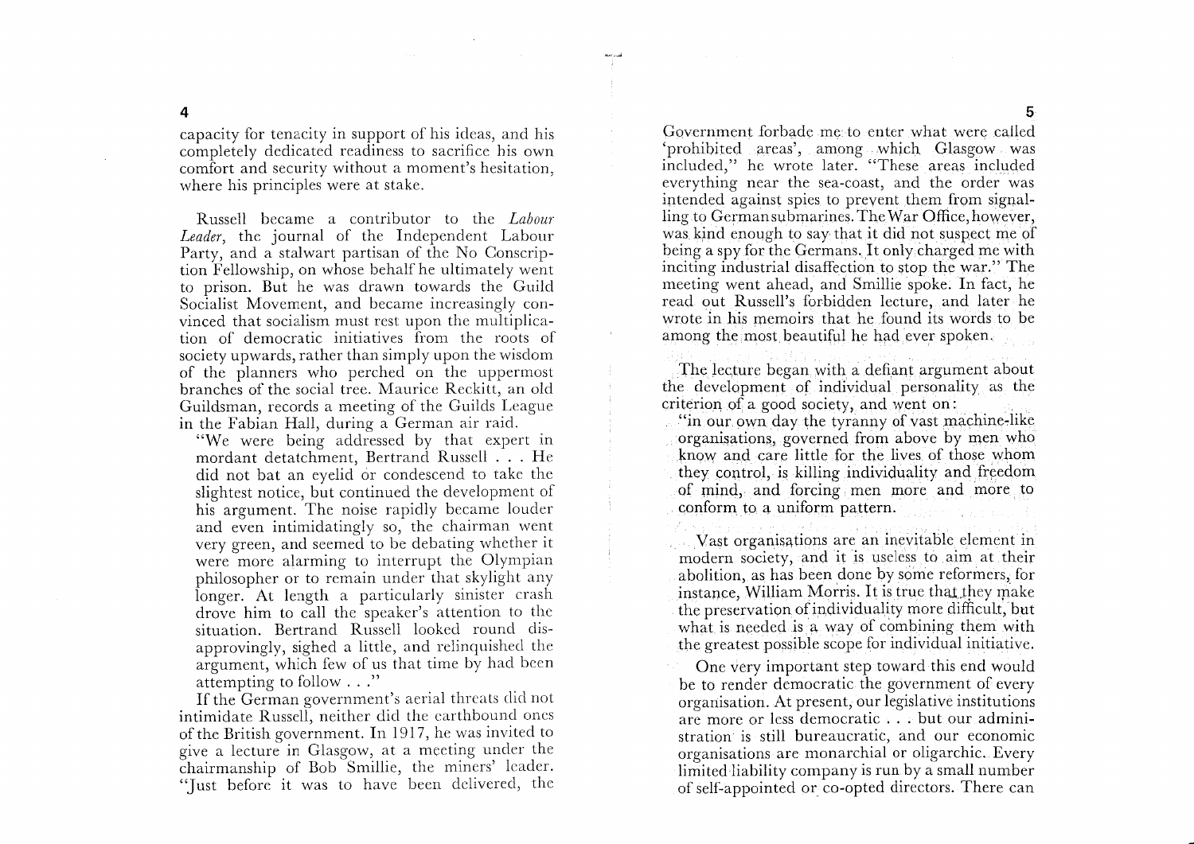capacity for tenacity in support of his ideas, and his completely dedicated readiness to sacrifice his own comfort and security without a moment's hesitation, where his principles were at stake.

Russell became a contributor to the *Labour Leader*, the journal of the Independent Labour Party, and a stalwart partisan of the No Conscription Fellowship, on whose behalf he ultimately went to prison. But he was drawn towards the Guild Socialist Movement, and became increasingly convinced that socialism must rest upon the multiplication of democratic initiatives from the roots of society upwards, rather than simply upon the wisdom of the planners who perched on the uppermost branches of the social tree. Maurice Reckitt, an old Guildsman, records a meeting of the Guilds League in the Fabian Hall, during a German air raid.

> "We were being addressed by that expert in mordant detatchment, Bertrand Russell . . . He did not bat an eyelid or condescend to take the slightest notice, but continued the development of his argument. The noise rapidly became louder and even intimidatingly so, the chairman went very green, and seemed to be debating whether it were more alarming to interrupt the Olympian philosopher or to remain under that skylight any longer. At length a particularly sinister crash drove him to call the speaker's attention to the situation. Bertrand Russell looked round disapprovingly, sighed a little, and relinquished the argument, which few of us that time by had been attempting to follow . . ."

If the German government's aerial threats did not intimidate Russell, neither did the earthbound ones of the British government. In 1917, he was invited to give a lecture in Glasgow, at a meeting under the chairmanship of Bob Smillie, the miners' leader. "Just before it was to have been delivered, the Government forbade me to enter what were called 'prohibited areas', among which Glasgow was included," he wrote later. "These areas included everything near the sea-coast, and the order was intended against spies to prevent them from signalling to German submarines. The War Office, however, was kind enough to say that it did not suspect me of being a spy for the Germans. It only charged me with inciting industrial disaffection to stop the war." The meeting went ahead, and Smillie spoke. In fact, he read out Russell's forbidden lecture, and later he wrote in his memoirs that he found its words to be among the most beautiful he had ever spoken.

The lecture began with a defiant argument about the development of individual personality as the criterion of a good society, and went on:

> "in our own day the tyranny of vast machine-like organisations, governed from above by men who know and care little for the lives of those whom they control, is killing individuality and freedom of mind, and forcing men more and more to conform to a uniform pattern.
>
> Vast organisations are an inevitable element in modern society, and it is useless to aim at their abolition, as has been done by some reformers, for instance, William Morris. It is true that they make the preservation of individuality more difficult, but what is needed is a way of combining them with the greatest possible scope for individual initiative.
>
> One very important step toward this end would be to render democratic the government of every organisation. At present, our legislative institutions are more or less democratic . . . but our administration is still bureaucratic, and our economic organisations are monarchial or oligarchic. Every limited liability company is run by a small number of self-appointed or co-opted directors. There can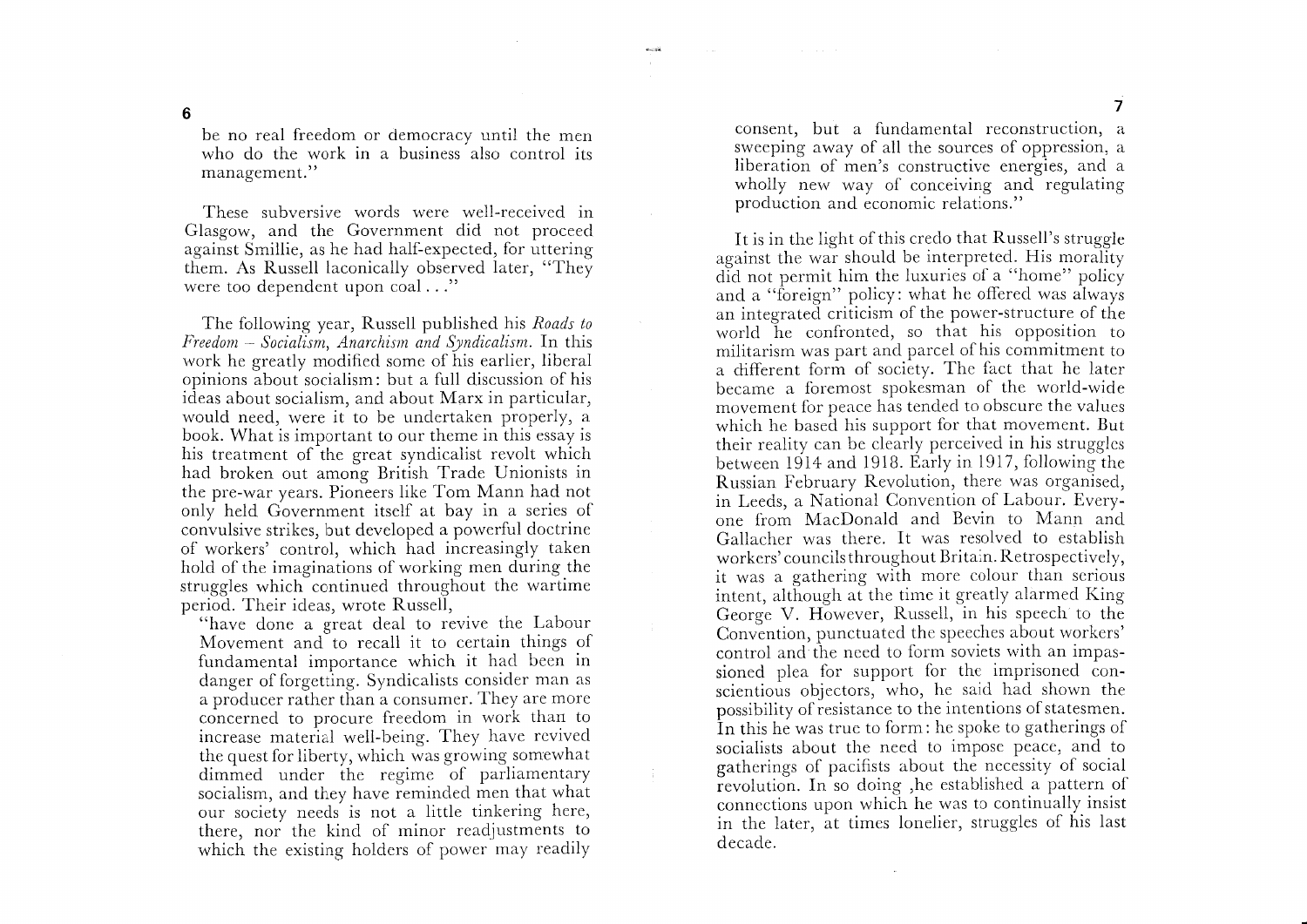be no real freedom or democracy until the men who do the work in a business also control its management."

These subversive words were well-received in Glasgow, and the Government did not proceed against Smillie, as he had half-expected, for uttering them. As Russell laconically observed later, "They were too dependent upon coal . . ."

The following year, Russell published his *Roads to Freedom – Socialism, Anarchism and Syndicalism.* In this work he greatly modified some of his earlier, liberal opinions about socialism: but a full discussion of his ideas about socialism, and about Marx in particular, would need, were it to be undertaken properly, a book. What is important to our theme in this essay is his treatment of the great syndicalist revolt which had broken out among British Trade Unionists in the pre-war years. Pioneers like Tom Mann had not only held Government itself at bay in a series of convulsive strikes, but developed a powerful doctrine of workers' control, which had increasingly taken hold of the imaginations of working men during the struggles which continued throughout the wartime period. Their ideas, wrote Russell,

"have done a great deal to revive the Labour Movement and to recall it to certain things of fundamental importance which it had been in danger of forgetting. Syndicalists consider man as a producer rather than a consumer. They are more concerned to procure freedom in work than to increase material well-being. They have revived the quest for liberty, which was growing somewhat dimmed under the regime of parliamentary socialism, and they have reminded men that what our society needs is not a little tinkering here, there, nor the kind of minor readjustments to which the existing holders of power may readily consent, but a fundamental reconstruction, a sweeping away of all the sources of oppression, a liberation of men's constructive energies, and a wholly new way of conceiving and regulating production and economic relations."

It is in the light of this credo that Russell's struggle against the war should be interpreted. His morality did not permit him the luxuries of a "home" policy and a "foreign" policy: what he offered was always an integrated criticism of the power-structure of the world he confronted, so that his opposition to militarism was part and parcel of his commitment to a different form of society. The fact that he later became a foremost spokesman of the world-wide movement for peace has tended to obscure the values which he based his support for that movement. But their reality can be clearly perceived in his struggles between 1914 and 1918. Early in 1917, following the Russian February Revolution, there was organised, in Leeds, a National Convention of Labour. Everyone from MacDonald and Bevin to Mann and Gallacher was there. It was resolved to establish workers' councils throughout Britain. Retrospectively, it was a gathering with more colour than serious intent, although at the time it greatly alarmed King George V. However, Russell, in his speech to the Convention, punctuated the speeches about workers' control and the need to form soviets with an impassioned plea for support for the imprisoned conscientious objectors, who, he said had shown the possibility of resistance to the intentions of statesmen. In this he was true to form: he spoke to gatherings of socialists about the need to impose peace, and to gatherings of pacifists about the necessity of social revolution. In so doing ,he established a pattern of connections upon which he was to continually insist in the later, at times lonelier, struggles of his last decade.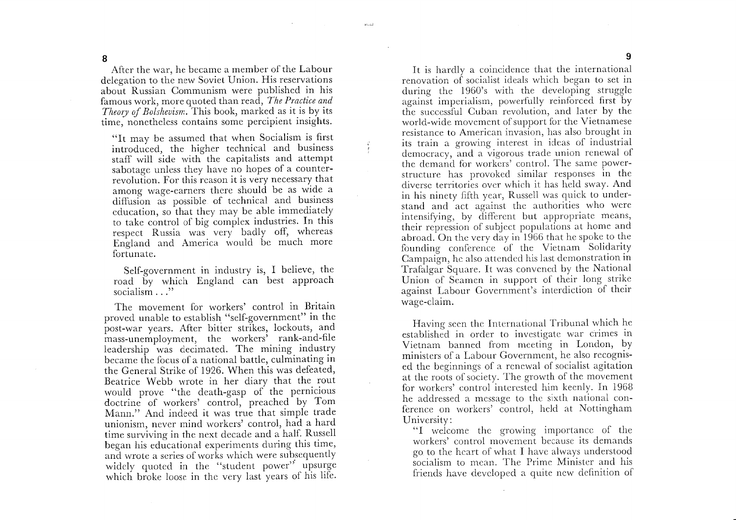After the war, he became a member of the Labour delegation to the new Soviet Union. His reservations about Russian Communism were published in his famous work, more quoted than read, *The Practice and Theory of Bolshevism*. This book, marked as it is by its time, nonetheless contains some percipient insights.

> "It may be assumed that when Socialism is first introduced, the higher technical and business staff will side with the capitalists and attempt sabotage unless they have no hopes of a counter-revolution. For this reason it is very necessary that among wage-earners there should be as wide a diffusion as possible of technical and business education, so that they may be able immediately to take control of big complex industries. In this respect Russia was very badly off, whereas England and America would be much more fortunate.
>
> Self-government in industry is, I believe, the road by which England can best approach socialism . . ."

The movement for workers' control in Britain proved unable to establish "self-government" in the post-war years. After bitter strikes, lockouts, and mass-unemployment, the workers' rank-and-file leadership was decimated. The mining industry became the focus of a national battle, culminating in the General Strike of 1926. When this was defeated, Beatrice Webb wrote in her diary that the rout would prove "the death-gasp of the pernicious doctrine of workers' control, preached by Tom Mann." And indeed it was true that simple trade unionism, never mind workers' control, had a hard time surviving in the next decade and a half. Russell began his educational experiments during this time, and wrote a series of works which were subsequently widely quoted in the "student power" upsurge which broke loose in the very last years of his life.

It is hardly a coincidence that the international renovation of socialist ideals which began to set in during the 1960's with the developing struggle against imperialism, powerfully reinforced first by the successful Cuban revolution, and later by the world-wide movement of support for the Vietnamese resistance to American invasion, has also brought in its train a growing interest in ideas of industrial democracy, and a vigorous trade union renewal of the demand for workers' control. The same power-structure has provoked similar responses in the diverse territories over which it has held sway. And in his ninety fifth year, Russell was quick to understand and act against the authorities who were intensifying, by different but appropriate means, their repression of subject populations at home and abroad. On the very day in 1966 that he spoke to the founding conference of the Vietnam Solidarity Campaign, he also attended his last demonstration in Trafalgar Square. It was convened by the National Union of Seamen in support of their long strike against Labour Government's interdiction of their wage-claim.

Having seen the International Tribunal which he established in order to investigate war crimes in Vietnam banned from meeting in London, by ministers of a Labour Government, he also recognised the beginnings of a renewal of socialist agitation at the roots of society. The growth of the movement for workers' control interested him keenly. In 1968 he addressed a message to the sixth national conference on workers' control, held at Nottingham University:

> "I welcome the growing importance of the workers' control movement because its demands go to the heart of what I have always understood socialism to mean. The Prime Minister and his friends have developed a quite new definition of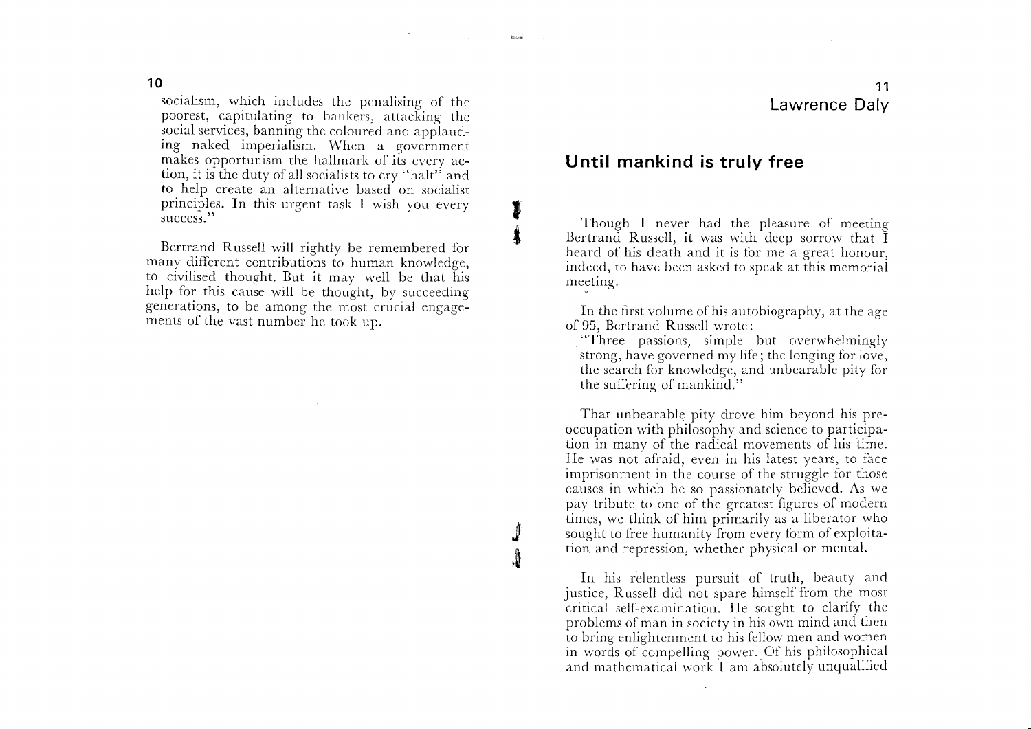socialism, which includes the penalising of the poorest, capitulating to bankers, attacking the social services, banning the coloured and applauding naked imperialism. When a government makes opportunism the hallmark of its every action, it is the duty of all socialists to cry "halt" and to help create an alternative based on socialist principles. In this urgent task I wish you every success."

Bertrand Russell will rightly be remembered for many different contributions to human knowledge, to civilised thought. But it may well be that his help for this cause will be thought, by succeeding generations, to be among the most crucial engagements of the vast number he took up.

Lawrence Daly

## Until mankind is truly free

Though I never had the pleasure of meeting Bertrand Russell, it was with deep sorrow that I heard of his death and it is for me a great honour, indeed, to have been asked to speak at this memorial meeting.

In the first volume of his autobiography, at the age of 95, Bertrand Russell wrote:

> "Three passions, simple but overwhelmingly strong, have governed my life; the longing for love, the search for knowledge, and unbearable pity for the suffering of mankind."

That unbearable pity drove him beyond his preoccupation with philosophy and science to participation in many of the radical movements of his time. He was not afraid, even in his latest years, to face imprisonment in the course of the struggle for those causes in which he so passionately believed. As we pay tribute to one of the greatest figures of modern times, we think of him primarily as a liberator who sought to free humanity from every form of exploitation and repression, whether physical or mental.

In his relentless pursuit of truth, beauty and justice, Russell did not spare himself from the most critical self-examination. He sought to clarify the problems of man in society in his own mind and then to bring enlightenment to his fellow men and women in words of compelling power. Of his philosophical and mathematical work I am absolutely unqualified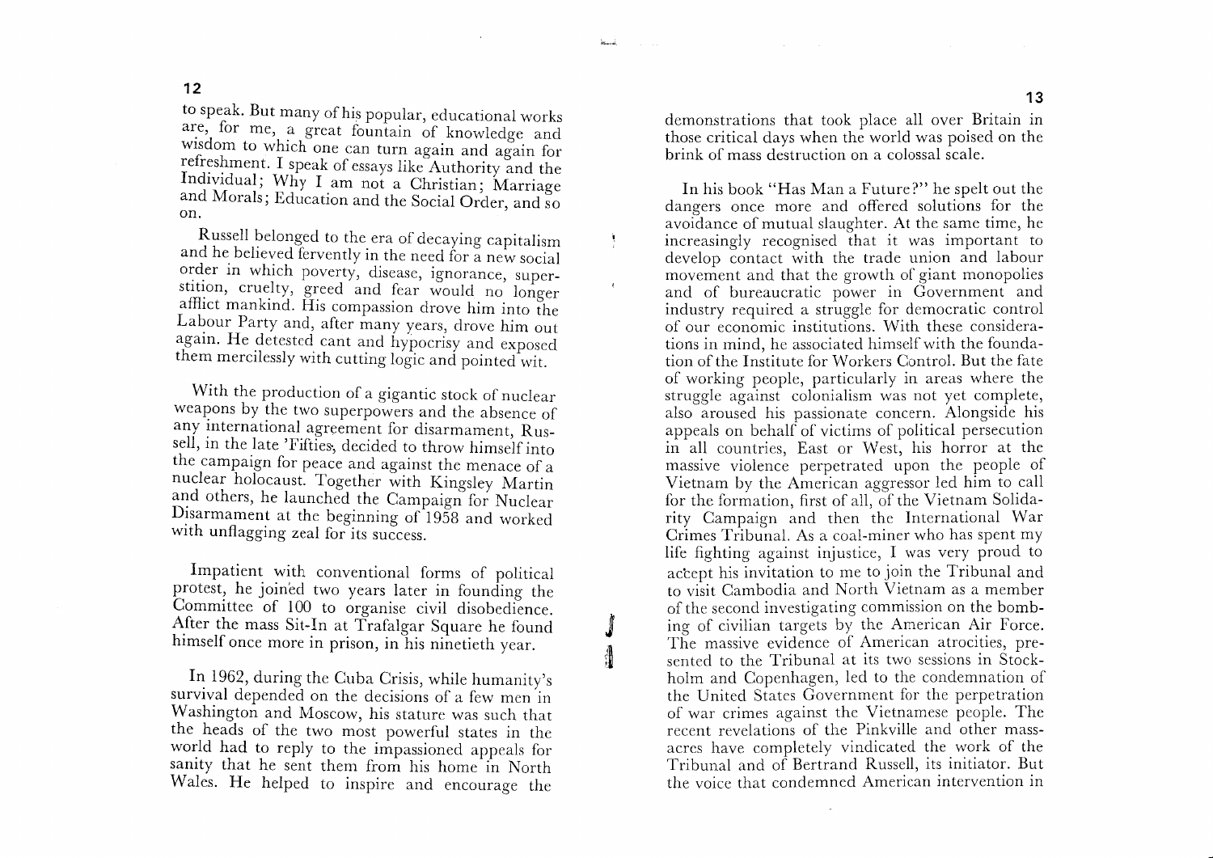to speak. But many of his popular, educational works are, for me, a great fountain of knowledge and wisdom to which one can turn again and again for refreshment. I speak of essays like Authority and the Individual; Why I am not a Christian; Marriage and Morals; Education and the Social Order, and so on.

Russell belonged to the era of decaying capitalism and he believed fervently in the need for a new social order in which poverty, disease, ignorance, superstition, cruelty, greed and fear would no longer afflict mankind. His compassion drove him into the Labour Party and, after many years, drove him out again. He detested cant and hypocrisy and exposed them mercilessly with cutting logic and pointed wit.

With the production of a gigantic stock of nuclear weapons by the two superpowers and the absence of any international agreement for disarmament, Russell, in the late 'Fifties, decided to throw himself into the campaign for peace and against the menace of a nuclear holocaust. Together with Kingsley Martin and others, he launched the Campaign for Nuclear Disarmament at the beginning of 1958 and worked with unflagging zeal for its success.

Impatient with conventional forms of political protest, he joined two years later in founding the Committee of 100 to organise civil disobedience. After the mass Sit-In at Trafalgar Square he found himself once more in prison, in his ninetieth year.

In 1962, during the Cuba Crisis, while humanity's survival depended on the decisions of a few men in Washington and Moscow, his stature was such that the heads of the two most powerful states in the world had to reply to the impassioned appeals for sanity that he sent them from his home in North Wales. He helped to inspire and encourage the demonstrations that took place all over Britain in those critical days when the world was poised on the brink of mass destruction on a colossal scale.

In his book "Has Man a Future?" he spelt out the dangers once more and offered solutions for the avoidance of mutual slaughter. At the same time, he increasingly recognised that it was important to develop contact with the trade union and labour movement and that the growth of giant monopolies and of bureaucratic power in Government and industry required a struggle for democratic control of our economic institutions. With these considerations in mind, he associated himself with the foundation of the Institute for Workers Control. But the fate of working people, particularly in areas where the struggle against colonialism was not yet complete, also aroused his passionate concern. Alongside his appeals on behalf of victims of political persecution in all countries, East or West, his horror at the massive violence perpetrated upon the people of Vietnam by the American aggressor led him to call for the formation, first of all, of the Vietnam Solidarity Campaign and then the International War Crimes Tribunal. As a coal-miner who has spent my life fighting against injustice, I was very proud to accept his invitation to me to join the Tribunal and to visit Cambodia and North Vietnam as a member of the second investigating commission on the bombing of civilian targets by the American Air Force. The massive evidence of American atrocities, presented to the Tribunal at its two sessions in Stockholm and Copenhagen, led to the condemnation of the United States Government for the perpetration of war crimes against the Vietnamese people. The recent revelations of the Pinkville and other massacres have completely vindicated the work of the Tribunal and of Bertrand Russell, its initiator. But the voice that condemned American intervention in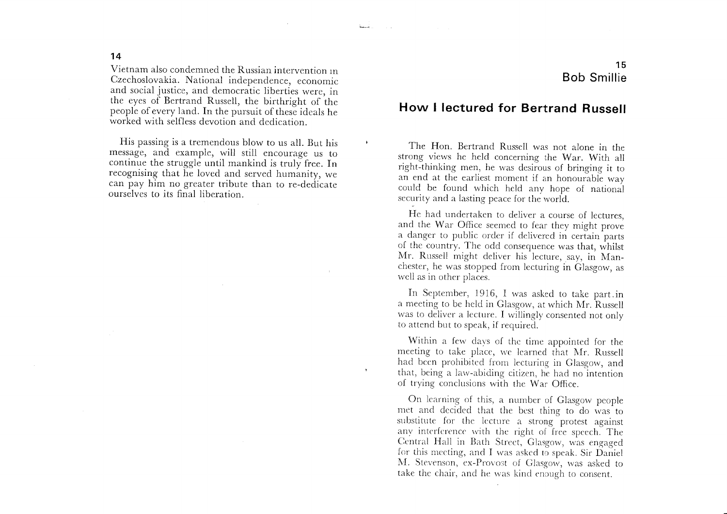Vietnam also condemned the Russian intervention in Czechoslovakia. National independence, economic and social justice, and democratic liberties were, in the eyes of Bertrand Russell, the birthright of the people of every land. In the pursuit of these ideals he worked with selfless devotion and dedication.

His passing is a tremendous blow to us all. But his message, and example, will still encourage us to continue the struggle until mankind is truly free. In recognising that he loved and served humanity, we can pay him no greater tribute than to re-dedicate ourselves to its final liberation.

## 15
## Bob Smillie

# How I lectured for Bertrand Russell

The Hon. Bertrand Russell was not alone in the strong views he held concerning the War. With all right-thinking men, he was desirous of bringing it to an end at the earliest moment if an honourable way could be found which held any hope of national security and a lasting peace for the world.

He had undertaken to deliver a course of lectures, and the War Office seemed to fear they might prove a danger to public order if delivered in certain parts of the country. The odd consequence was that, whilst Mr. Russell might deliver his lecture, say, in Manchester, he was stopped from lecturing in Glasgow, as well as in other places.

In September, 1916, I was asked to take part in a meeting to be held in Glasgow, at which Mr. Russell was to deliver a lecture. I willingly consented not only to attend but to speak, if required.

Within a few days of the time appointed for the meeting to take place, we learned that Mr. Russell had been prohibited from lecturing in Glasgow, and that, being a law-abiding citizen, he had no intention of trying conclusions with the War Office.

On learning of this, a number of Glasgow people met and decided that the best thing to do was to substitute for the lecture a strong protest against any interference with the right of free speech. The Central Hall in Bath Street, Glasgow, was engaged for this meeting, and I was asked to speak. Sir Daniel M. Stevenson, ex-Provost of Glasgow, was asked to take the chair, and he was kind enough to consent.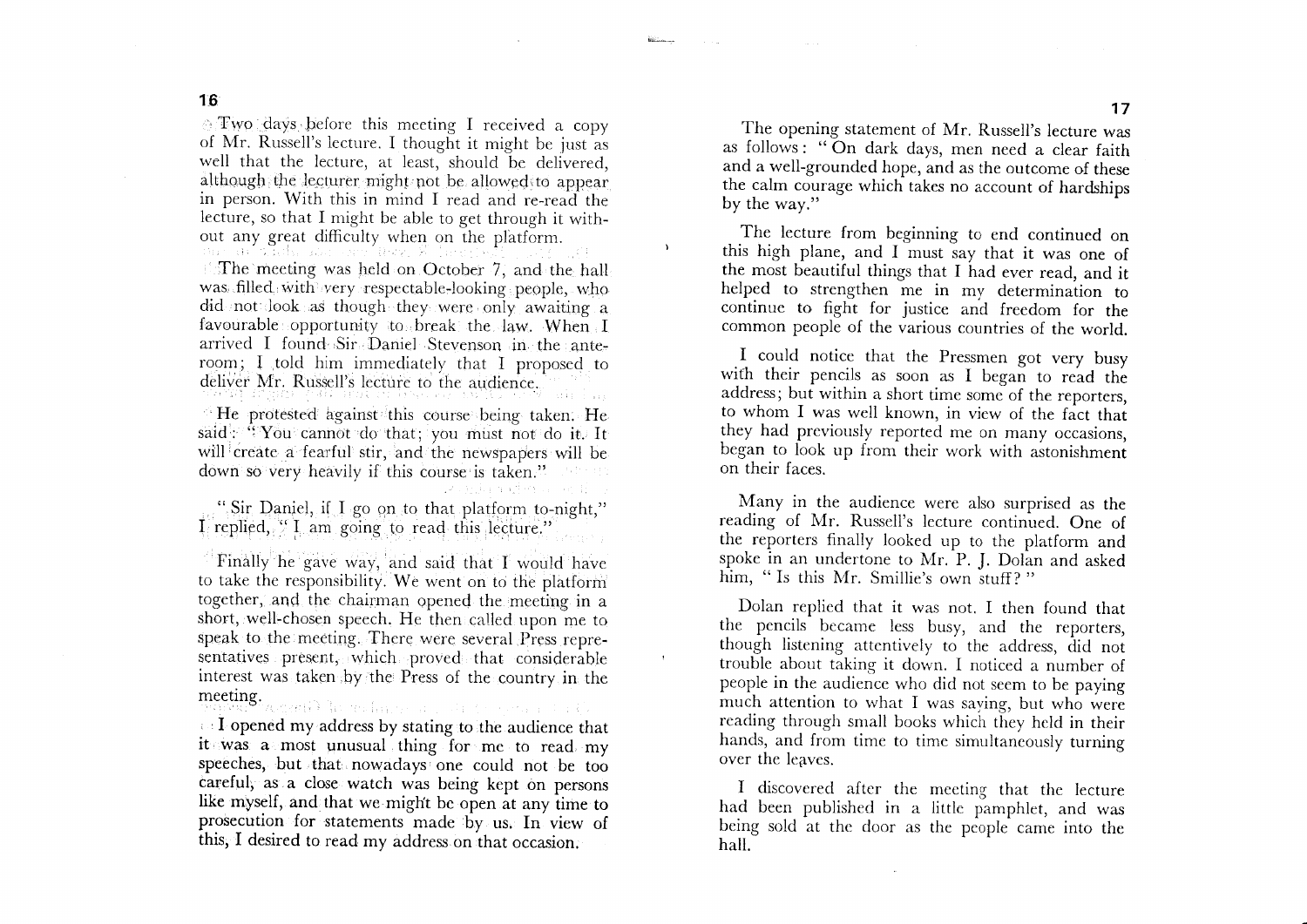Two days before this meeting I received a copy of Mr. Russell's lecture. I thought it might be just as well that the lecture, at least, should be delivered, although the lecturer might not be allowed to appear in person. With this in mind I read and re-read the lecture, so that I might be able to get through it without any great difficulty when on the platform.

The meeting was held on October 7, and the hall was filled with very respectable-looking people, who did not look as though they were only awaiting a favourable opportunity to break the law. When I arrived I found Sir Daniel Stevenson in the anteroom; I told him immediately that I proposed to deliver Mr. Russell's lecture to the audience.

He protested against this course being taken. He said: "You cannot do that; you must not do it. It will create a fearful stir, and the newspapers will be down so very heavily if this course is taken."

"Sir Daniel, if I go on to that platform to-night," I replied, "I am going to read this lecture."

Finally he gave way, and said that I would have to take the responsibility. We went on to the platform together, and the chairman opened the meeting in a short, well-chosen speech. He then called upon me to speak to the meeting. There were several Press representatives present, which proved that considerable interest was taken by the Press of the country in the meeting.

I opened my address by stating to the audience that it was a most unusual thing for me to read my speeches, but that nowadays one could not be too careful, as a close watch was being kept on persons like myself, and that we might be open at any time to prosecution for statements made by us. In view of this, I desired to read my address on that occasion.

The opening statement of Mr. Russell's lecture was as follows: "On dark days, men need a clear faith and a well-grounded hope, and as the outcome of these the calm courage which takes no account of hardships by the way."

The lecture from beginning to end continued on this high plane, and I must say that it was one of the most beautiful things that I had ever read, and it helped to strengthen me in my determination to continue to fight for justice and freedom for the common people of the various countries of the world.

I could notice that the Pressmen got very busy with their pencils as soon as I began to read the address; but within a short time some of the reporters, to whom I was well known, in view of the fact that they had previously reported me on many occasions, began to look up from their work with astonishment on their faces.

Many in the audience were also surprised as the reading of Mr. Russell's lecture continued. One of the reporters finally looked up to the platform and spoke in an undertone to Mr. P. J. Dolan and asked him, "Is this Mr. Smillie's own stuff?"

Dolan replied that it was not. I then found that the pencils became less busy, and the reporters, though listening attentively to the address, did not trouble about taking it down. I noticed a number of people in the audience who did not seem to be paying much attention to what I was saying, but who were reading through small books which they held in their hands, and from time to time simultaneously turning over the leaves.

I discovered after the meeting that the lecture had been published in a little pamphlet, and was being sold at the door as the people came into the hall.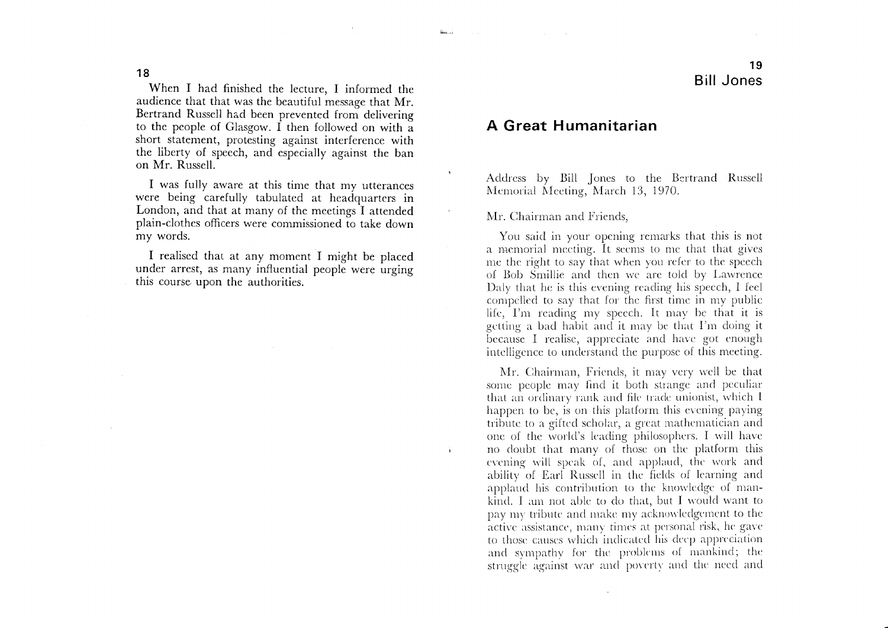When I had finished the lecture, I informed the audience that that was the beautiful message that Mr. Bertrand Russell had been prevented from delivering to the people of Glasgow. I then followed on with a short statement, protesting against interference with the liberty of speech, and especially against the ban on Mr. Russell.

I was fully aware at this time that my utterances were being carefully tabulated at headquarters in London, and that at many of the meetings I attended plain-clothes officers were commissioned to take down my words.

I realised that at any moment I might be placed under arrest, as many influential people were urging this course upon the authorities.

Bill Jones

## A Great Humanitarian

Address by Bill Jones to the Bertrand Russell Memorial Meeting, March 13, 1970.

Mr. Chairman and Friends,

You said in your opening remarks that this is not a memorial meeting. It seems to me that that gives me the right to say that when you refer to the speech of Bob Smillie and then we are told by Lawrence Daly that he is this evening reading his speech, I feel compelled to say that for the first time in my public life, I'm reading my speech. It may be that it is getting a bad habit and it may be that I'm doing it because I realise, appreciate and have got enough intelligence to understand the purpose of this meeting.

Mr. Chairman, Friends, it may very well be that some people may find it both strange and peculiar that an ordinary rank and file trade unionist, which I happen to be, is on this platform this evening paying tribute to a gifted scholar, a great mathematician and one of the world's leading philosophers. I will have no doubt that many of those on the platform this evening will speak of, and applaud, the work and ability of Earl Russell in the fields of learning and applaud his contribution to the knowledge of mankind. I am not able to do that, but I would want to pay my tribute and make my acknowledgement to the active assistance, many times at personal risk, he gave to those causes which indicated his deep appreciation and sympathy for the problems of mankind; the struggle against war and poverty and the need and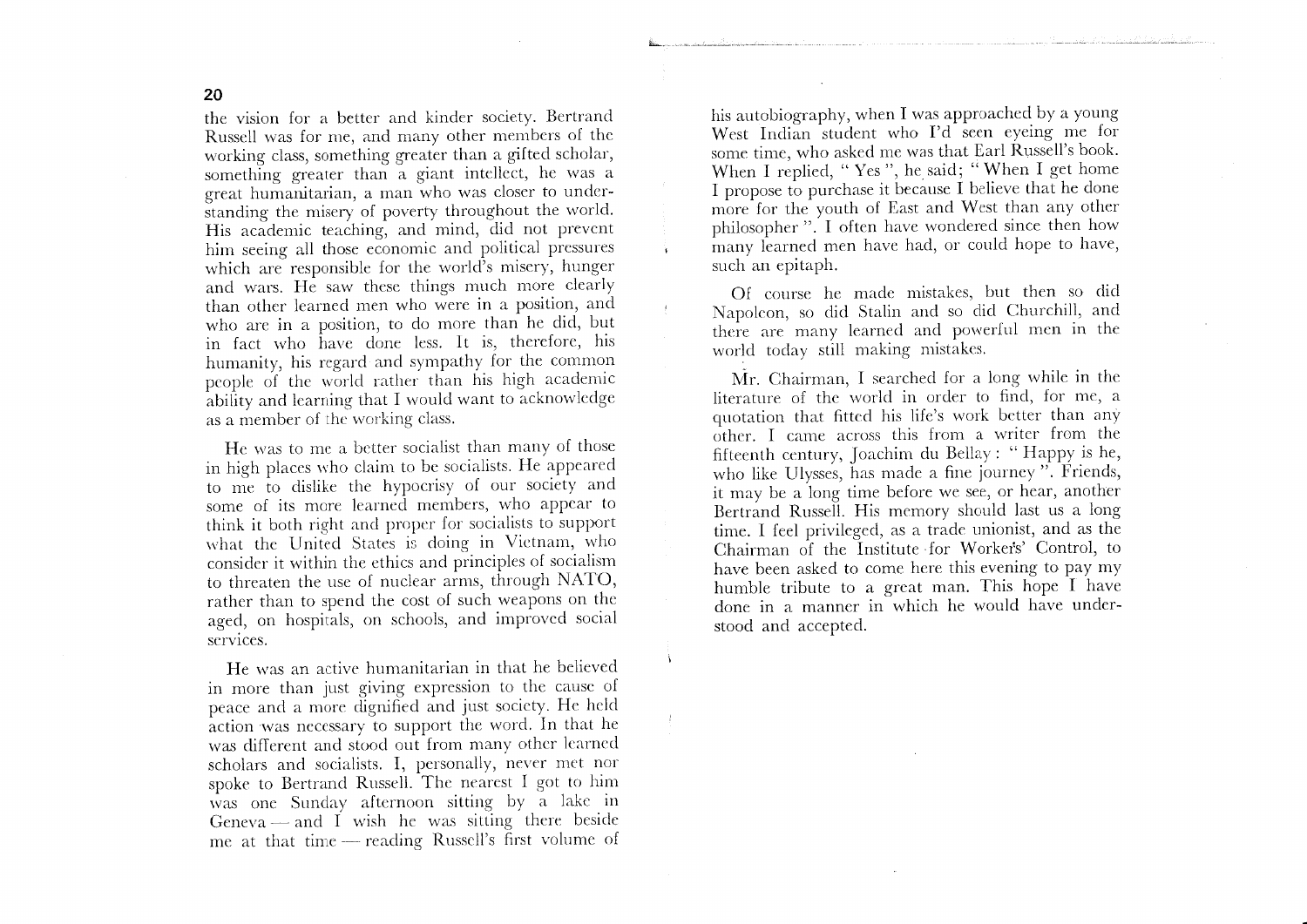the vision for a better and kinder society. Bertrand Russell was for me, and many other members of the working class, something greater than a gifted scholar, something greater than a giant intellect, he was a great humanitarian, a man who was closer to understanding the misery of poverty throughout the world. His academic teaching, and mind, did not prevent him seeing all those economic and political pressures which are responsible for the world's misery, hunger and wars. He saw these things much more clearly than other learned men who were in a position, and who are in a position, to do more than he did, but in fact who have done less. It is, therefore, his humanity, his regard and sympathy for the common people of the world rather than his high academic ability and learning that I would want to acknowledge as a member of the working class.

He was to me a better socialist than many of those in high places who claim to be socialists. He appeared to me to dislike the hypocrisy of our society and some of its more learned members, who appear to think it both right and proper for socialists to support what the United States is doing in Vietnam, who consider it within the ethics and principles of socialism to threaten the use of nuclear arms, through NATO, rather than to spend the cost of such weapons on the aged, on hospitals, on schools, and improved social services.

He was an active humanitarian in that he believed in more than just giving expression to the cause of peace and a more dignified and just society. He held action was necessary to support the word. In that he was different and stood out from many other learned scholars and socialists. I, personally, never met nor spoke to Bertrand Russell. The nearest I got to him was one Sunday afternoon sitting by a lake in Geneva — and I wish he was sitting there beside me at that time — reading Russell's first volume of his autobiography, when I was approached by a young West Indian student who I'd seen eyeing me for some time, who asked me was that Earl Russell's book. When I replied, " Yes ", he said; " When I get home I propose to purchase it because I believe that he done more for the youth of East and West than any other philosopher ". I often have wondered since then how many learned men have had, or could hope to have, such an epitaph.

Of course he made mistakes, but then so did Napoleon, so did Stalin and so did Churchill, and there are many learned and powerful men in the world today still making mistakes.

Mr. Chairman, I searched for a long while in the literature of the world in order to find, for me, a quotation that fitted his life's work better than any other. I came across this from a writer from the fifteenth century, Joachim du Bellay : " Happy is he, who like Ulysses, has made a fine journey ". Friends, it may be a long time before we see, or hear, another Bertrand Russell. His memory should last us a long time. I feel privileged, as a trade unionist, and as the Chairman of the Institute for Workers' Control, to have been asked to come here this evening to pay my humble tribute to a great man. This hope I have done in a manner in which he would have understood and accepted.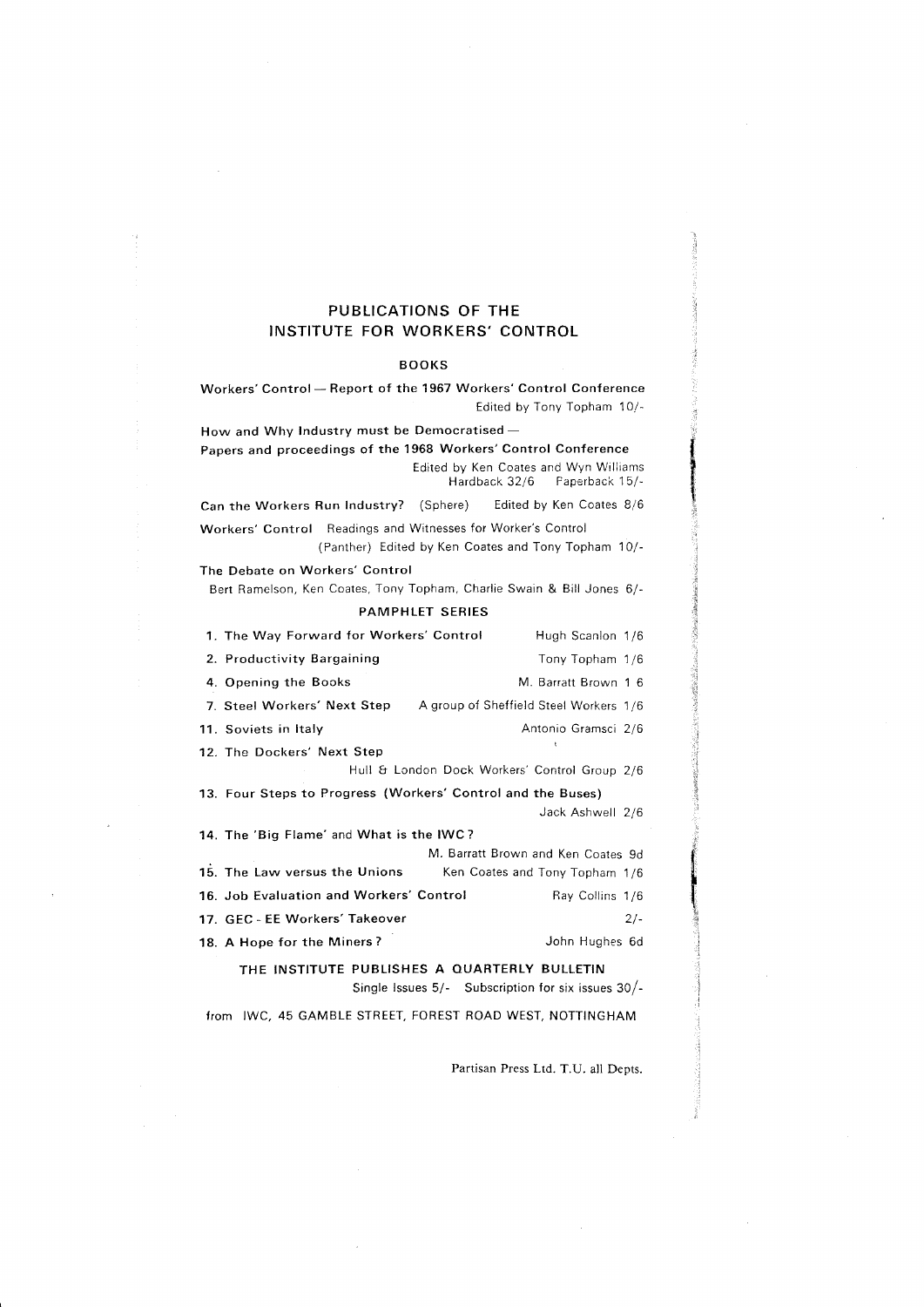## PUBLICATIONS OF THE INSTITUTE FOR WORKERS' CONTROL

### BOOKS

**Workers' Control — Report of the 1967 Workers' Control Conference**
Edited by Tony Topham 10/-

**How and Why Industry must be Democratised — Papers and proceedings of the 1968 Workers' Control Conference**
Edited by Ken Coates and Wyn Williams
Hardback 32/6 Paperback 15/-

**Can the Workers Run Industry?** (Sphere) Edited by Ken Coates 8/6

**Workers' Control** Readings and Witnesses for Worker's Control
(Panther) Edited by Ken Coates and Tony Topham 10/-

**The Debate on Workers' Control**
Bert Ramelson, Ken Coates, Tony Topham, Charlie Swain & Bill Jones 6/-

### PAMPHLET SERIES

1. **The Way Forward for Workers' Control** Hugh Scanlon 1/6
2. **Productivity Bargaining** Tony Topham 1/6
4. **Opening the Books** M. Barratt Brown 1 6
7. **Steel Workers' Next Step** A group of Sheffield Steel Workers 1/6
11. **Soviets in Italy** Antonio Gramsci 2/6
12. **The Dockers' Next Step**
Hull & London Dock Workers' Control Group 2/6
13. **Four Steps to Progress (Workers' Control and the Buses)**
Jack Ashwell 2/6
14. **The 'Big Flame' and What is the IWC?**
M. Barratt Brown and Ken Coates 9d
15. **The Law versus the Unions** Ken Coates and Tony Topham 1/6
16. **Job Evaluation and Workers' Control** Ray Collins 1/6
17. **GEC - EE Workers' Takeover** 2/-
18. **A Hope for the Miners?** John Hughes 6d

### THE INSTITUTE PUBLISHES A QUARTERLY BULLETIN

Single Issues 5/- Subscription for six issues 30/-

from IWC, 45 GAMBLE STREET, FOREST ROAD WEST, NOTTINGHAM

Partisan Press Ltd. T.U. all Depts.